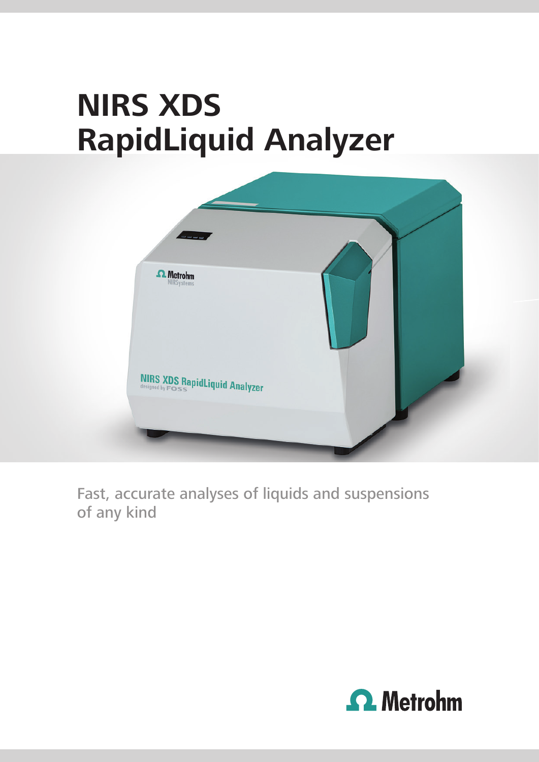# NIRS XDS RapidLiquid Analyzer

Fast, accurate analyses of liquids and suspensions of any kind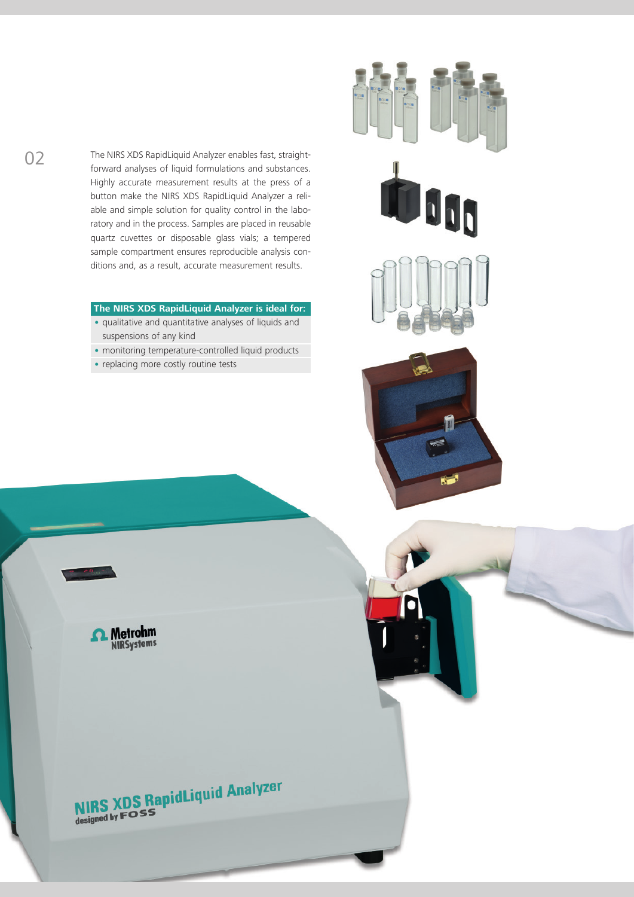The NIRS XDS RapidLiquid Analyzer enables fast, straightforward analyses of liquid formulations and substances. Highly accurate measurement results at the press of a button make the NIRS XDS RapidLiquid Analyzer a reliable and simple solution for quality control in the laboratory and in the process. Samples are placed in reusable quartz cuvettes or disposable glass vials; a tempered sample compartment ensures reproducible analysis conditions and, as a result, accurate measurement results.

**The NIRS XDS RapidLiquid Analyzer is ideal for:**

- qualitative and quantitative analyses of liquids and suspensions of any kind
- monitoring temperature-controlled liquid products
- replacing more costly routine tests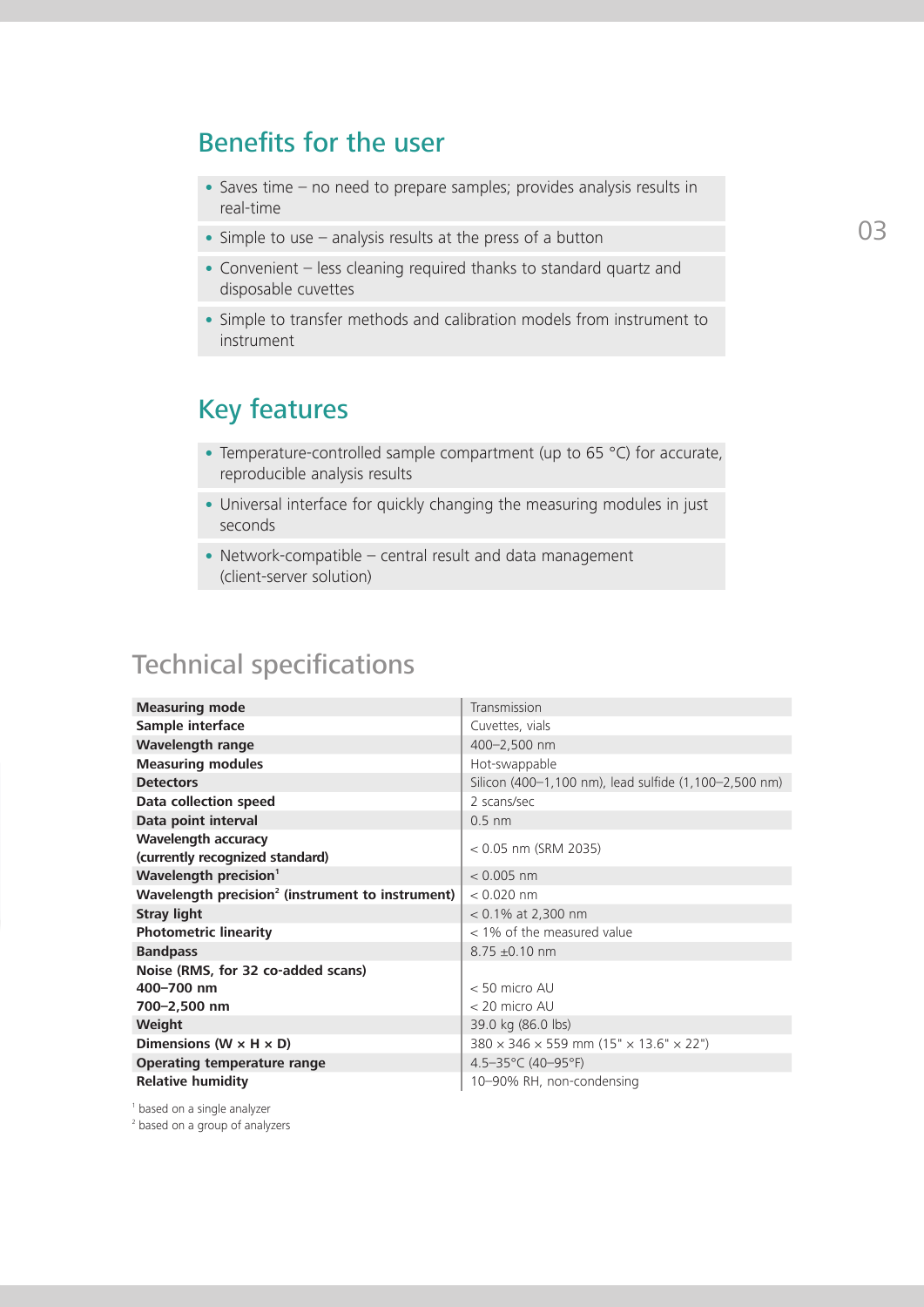## Benefits for the user

- Saves time – no need to prepare samples; provides analysis results in real-time
- Simple to use – analysis results at the press of a button
- Convenient – less cleaning required thanks to standard quartz and disposable cuvettes
- Simple to transfer methods and calibration models from instrument to instrument

## Key features

- Temperature-controlled sample compartment (up to 65 °C) for accurate, reproducible analysis results
- Universal interface for quickly changing the measuring modules in just seconds
- Network-compatible – central result and data management (client-server solution)

# Technical specifications

| | |
|---|---|
| **Measuring mode** | Transmission |
| **Sample interface** | Cuvettes, vials |
| **Wavelength range** | 400–2,500 nm |
| **Measuring modules** | Hot-swappable |
| **Detectors** | Silicon (400–1,100 nm), lead sulfide (1,100–2,500 nm) |
| **Data collection speed** | 2 scans/sec |
| **Data point interval** | 0.5 nm |
| **Wavelength accuracy (currently recognized standard)** | < 0.05 nm (SRM 2035) |
| **Wavelength precision**[1] | < 0.005 nm |
| **Wavelength precision**[2] **(instrument to instrument)** | < 0.020 nm |
| **Stray light** | < 0.1% at 2,300 nm |
| **Photometric linearity** | < 1% of the measured value |
| **Bandpass** | 8.75 ±0.10 nm |
| **Noise (RMS, for 32 co-added scans)** | |
| **400–700 nm** | < 50 micro AU |
| **700–2,500 nm** | < 20 micro AU |
| **Weight** | 39.0 kg (86.0 lbs) |
| **Dimensions (W × H × D)** | 380 × 346 × 559 mm (15" × 13.6" × 22") |
| **Operating temperature range** | 4.5–35°C (40–95°F) |
| **Relative humidity** | 10–90% RH, non-condensing |

[1] based on a single analyzer
[2] based on a group of analyzers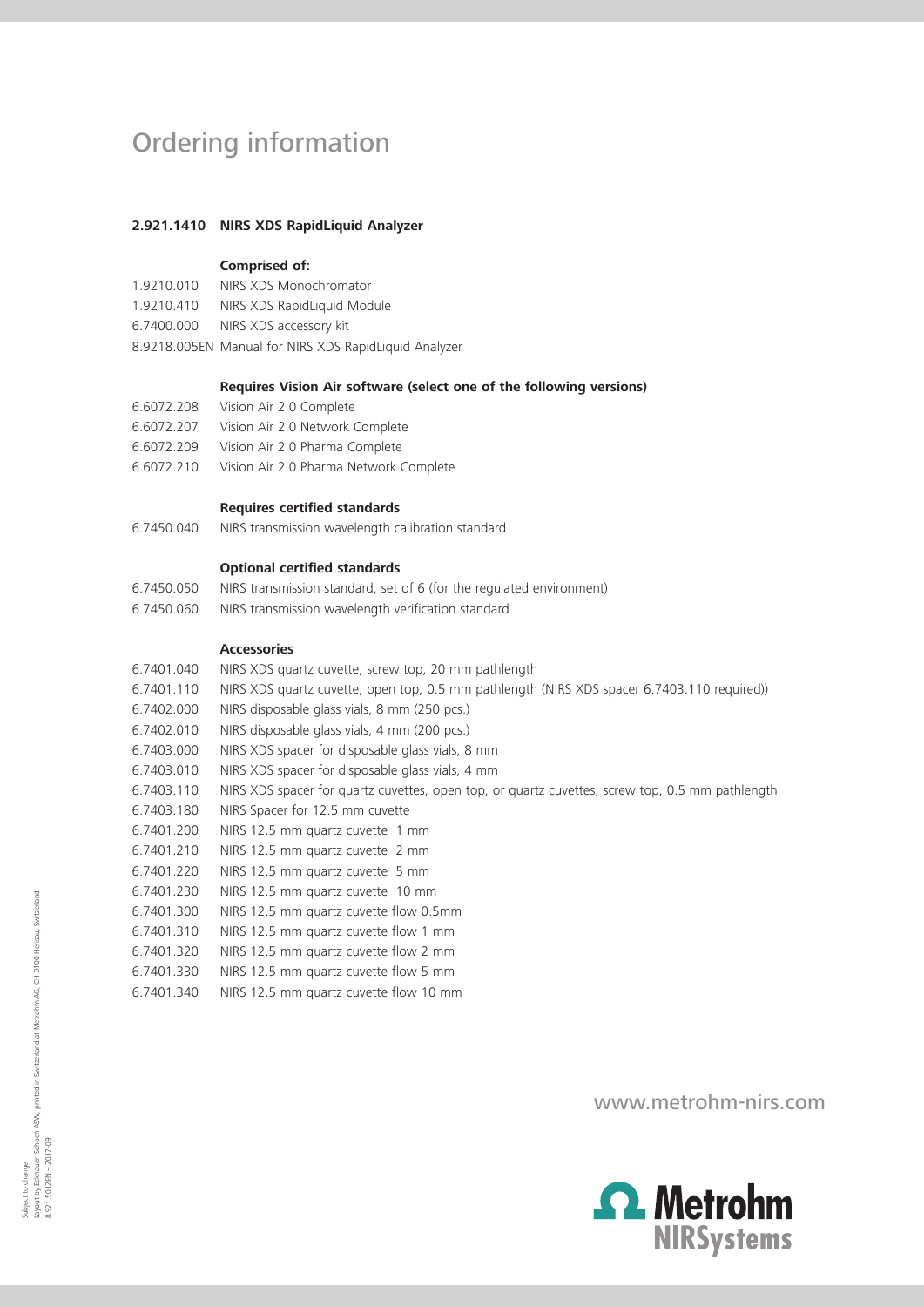# Ordering information

**2.921.1410 NIRS XDS RapidLiquid Analyzer**

**Comprised of:**

| | |
|---|---|
| 1.9210.010 | NIRS XDS Monochromator |
| 1.9210.410 | NIRS XDS RapidLiquid Module |
| 6.7400.000 | NIRS XDS accessory kit |
| 8.9218.005EN | Manual for NIRS XDS RapidLiquid Analyzer |

**Requires Vision Air software (select one of the following versions)**

| | |
|---|---|
| 6.6072.208 | Vision Air 2.0 Complete |
| 6.6072.207 | Vision Air 2.0 Network Complete |
| 6.6072.209 | Vision Air 2.0 Pharma Complete |
| 6.6072.210 | Vision Air 2.0 Pharma Network Complete |

**Requires certified standards**

| | |
|---|---|
| 6.7450.040 | NIRS transmission wavelength calibration standard |

**Optional certified standards**

| | |
|---|---|
| 6.7450.050 | NIRS transmission standard, set of 6 (for the regulated environment) |
| 6.7450.060 | NIRS transmission wavelength verification standard |

**Accessories**

| | |
|---|---|
| 6.7401.040 | NIRS XDS quartz cuvette, screw top, 20 mm pathlength |
| 6.7401.110 | NIRS XDS quartz cuvette, open top, 0.5 mm pathlength (NIRS XDS spacer 6.7403.110 required)) |
| 6.7402.000 | NIRS disposable glass vials, 8 mm (250 pcs.) |
| 6.7402.010 | NIRS disposable glass vials, 4 mm (200 pcs.) |
| 6.7403.000 | NIRS XDS spacer for disposable glass vials, 8 mm |
| 6.7403.010 | NIRS XDS spacer for disposable glass vials, 4 mm |
| 6.7403.110 | NIRS XDS spacer for quartz cuvettes, open top, or quartz cuvettes, screw top, 0.5 mm pathlength |
| 6.7403.180 | NIRS Spacer for 12.5 mm cuvette |
| 6.7401.200 | NIRS 12.5 mm quartz cuvette 1 mm |
| 6.7401.210 | NIRS 12.5 mm quartz cuvette 2 mm |
| 6.7401.220 | NIRS 12.5 mm quartz cuvette 5 mm |
| 6.7401.230 | NIRS 12.5 mm quartz cuvette 10 mm |
| 6.7401.300 | NIRS 12.5 mm quartz cuvette flow 0.5mm |
| 6.7401.310 | NIRS 12.5 mm quartz cuvette flow 1 mm |
| 6.7401.320 | NIRS 12.5 mm quartz cuvette flow 2 mm |
| 6.7401.330 | NIRS 12.5 mm quartz cuvette flow 5 mm |
| 6.7401.340 | NIRS 12.5 mm quartz cuvette flow 10 mm |

www.metrohm-nirs.com

Metrohm NIRSystems

Subject to change
Layout by Ecknauer+Schoch ASW, printed in Switzerland at Metrohm AG, CH-9100 Herisau, Switzerland
8.921.5012EN – 2017-09